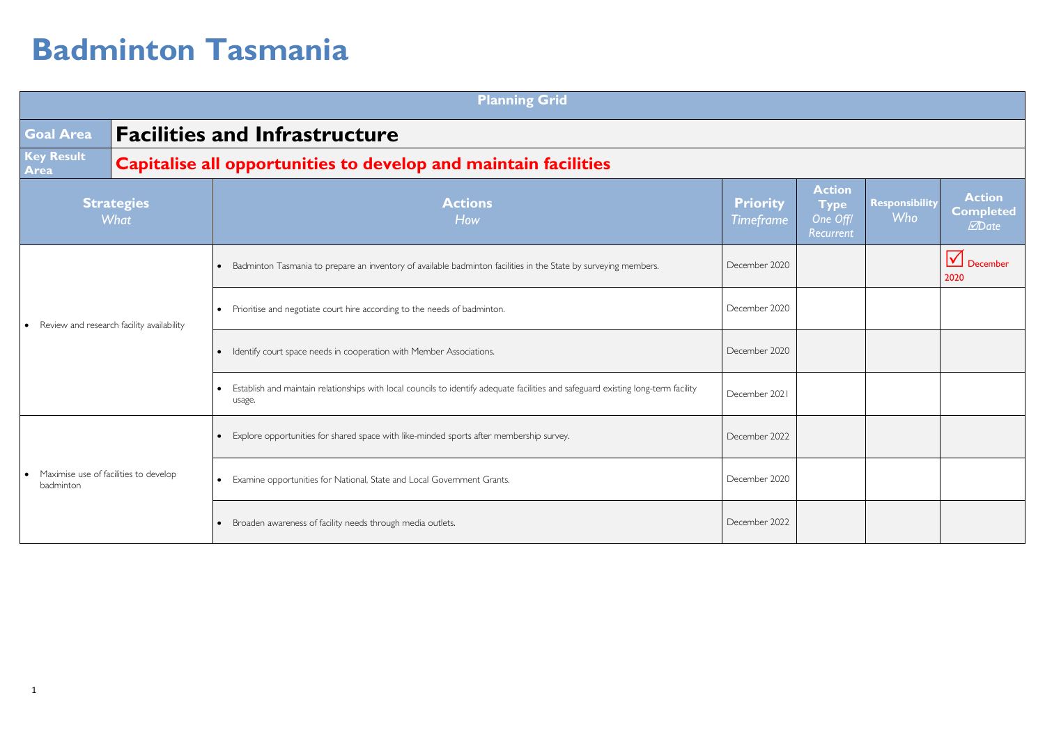# Badminton Tasmania

| Planning Grid | | | | | |
|---|---|---|---|---|---|
| **Goal Area** | **Facilities and Infrastructure** | | | | |
| **Key Result Area** | **Capitalise all opportunities to develop and maintain facilities** | | | | |
| **Strategies** *What* | **Actions** *How* | **Priority** *Timeframe* | **Action Type** *One Off/ Recurrent* | **Responsibility** *Who* | **Action Completed** *☑Date* |
| • Review and research facility availability | • Badminton Tasmania to prepare an inventory of available badminton facilities in the State by surveying members. | December 2020 | | | ☑ December 2020 |
| | • Prioritise and negotiate court hire according to the needs of badminton. | December 2020 | | | |
| | • Identify court space needs in cooperation with Member Associations. | December 2020 | | | |
| | • Establish and maintain relationships with local councils to identify adequate facilities and safeguard existing long-term facility usage. | December 2021 | | | |
| • Maximise use of facilities to develop badminton | • Explore opportunities for shared space with like-minded sports after membership survey. | December 2022 | | | |
| | • Examine opportunities for National, State and Local Government Grants. | December 2020 | | | |
| | • Broaden awareness of facility needs through media outlets. | December 2022 | | | |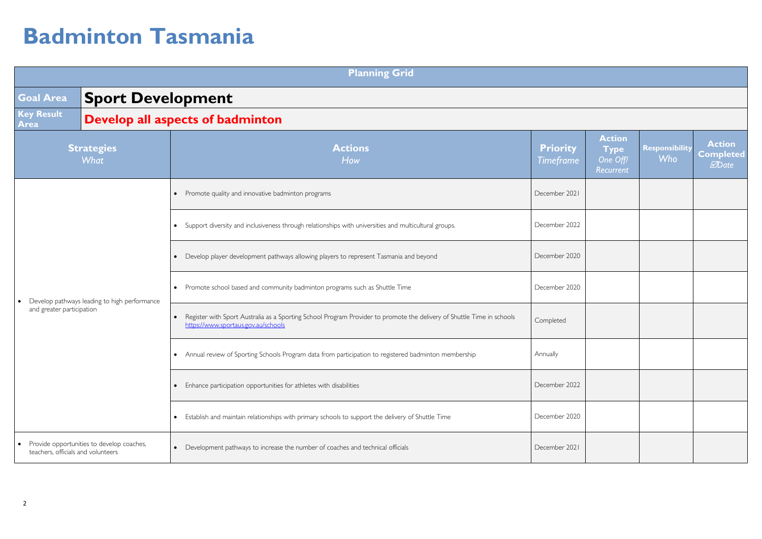# Badminton Tasmania

| Planning Grid | | | | | |
|---|---|---|---|---|---|
| **Goal Area** | **Sport Development** | | | | |
| **Key Result Area** | **Develop all aspects of badminton** | | | | |
| **Strategies** *What* | **Actions** *How* | **Priority** *Timeframe* | **Action Type** *One Off/ Recurrent* | **Responsibility** *Who* | **Action Completed** *☑Date* |
| • Develop pathways leading to high performance and greater participation | • Promote quality and innovative badminton programs | December 2021 | | | |
| | • Support diversity and inclusiveness through relationships with universities and multicultural groups. | December 2022 | | | |
| | • Develop player development pathways allowing players to represent Tasmania and beyond | December 2020 | | | |
| | • Promote school based and community badminton programs such as Shuttle Time | December 2020 | | | |
| | • Register with Sport Australia as a Sporting School Program Provider to promote the delivery of Shuttle Time in schools https://www.sportaus.gov.au/schools | Completed | | | |
| | • Annual review of Sporting Schools Program data from participation to registered badminton membership | Annually | | | |
| | • Enhance participation opportunities for athletes with disabilities | December 2022 | | | |
| | • Establish and maintain relationships with primary schools to support the delivery of Shuttle Time | December 2020 | | | |
| • Provide opportunities to develop coaches, teachers, officials and volunteers | • Development pathways to increase the number of coaches and technical officials | December 2021 | | | |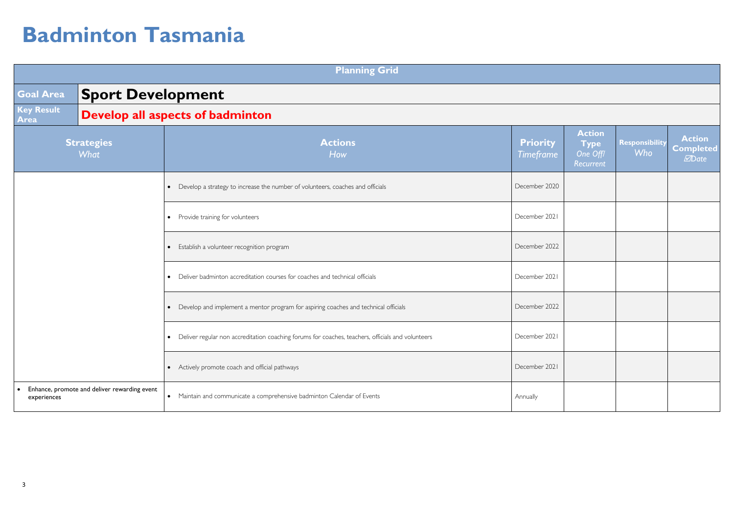# Badminton Tasmania

| Planning Grid | | | | | |
|---|---|---|---|---|---|
| **Goal Area** | **Sport Development** | | | | |
| **Key Result Area** | **Develop all aspects of badminton** | | | | |
| **Strategies** *What* | **Actions** *How* | **Priority** *Timeframe* | **Action Type** *One Off/ Recurrent* | **Responsibility** *Who* | **Action Completed** *☑Date* |
| | • Develop a strategy to increase the number of volunteers, coaches and officials | December 2020 | | | |
| | • Provide training for volunteers | December 2021 | | | |
| | • Establish a volunteer recognition program | December 2022 | | | |
| | • Deliver badminton accreditation courses for coaches and technical officials | December 2021 | | | |
| | • Develop and implement a mentor program for aspiring coaches and technical officials | December 2022 | | | |
| | • Deliver regular non accreditation coaching forums for coaches, teachers, officials and volunteers | December 2021 | | | |
| | • Actively promote coach and official pathways | December 2021 | | | |
| • Enhance, promote and deliver rewarding event experiences | • Maintain and communicate a comprehensive badminton Calendar of Events | Annually | | | |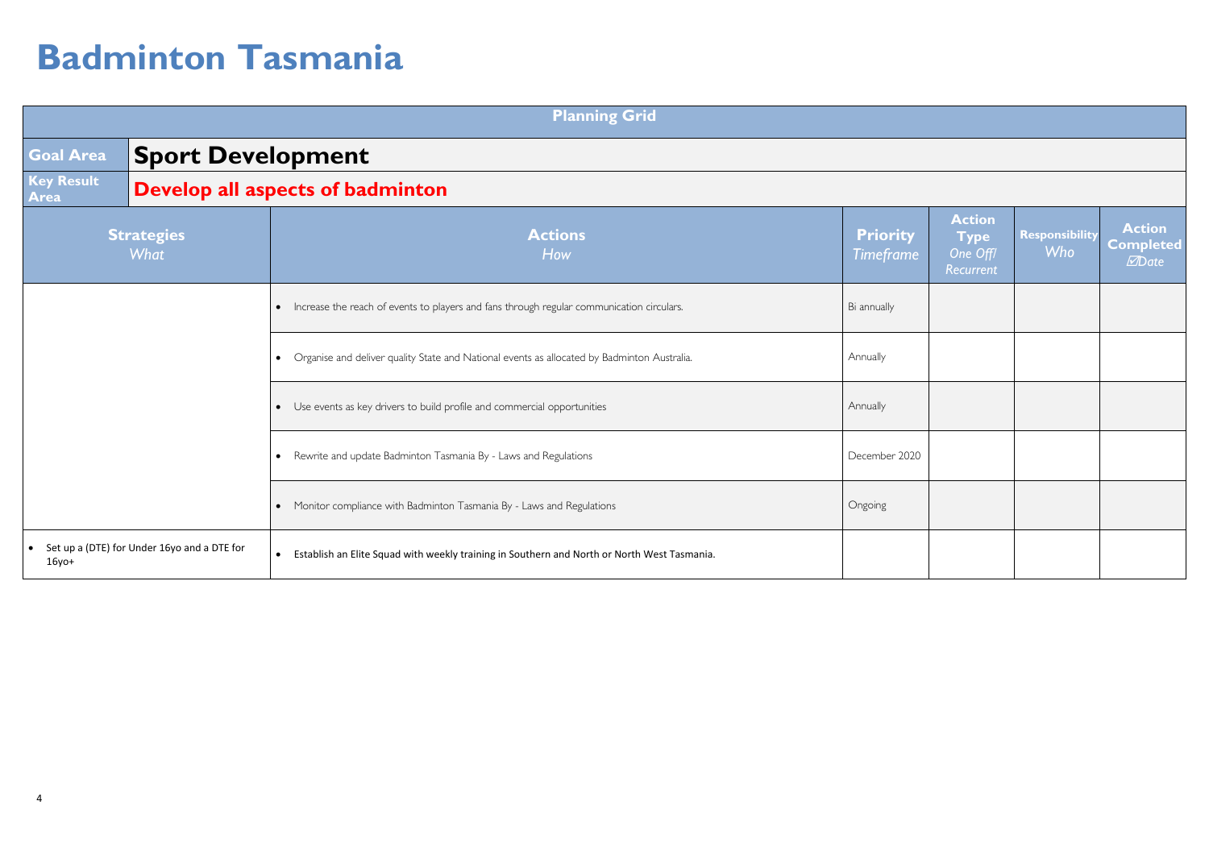# Badminton Tasmania

| Planning Grid | | | | | |
|---|---|---|---|---|---|
| **Goal Area** | **Sport Development** | | | | |
| **Key Result Area** | **Develop all aspects of badminton** | | | | |
| **Strategies** *What* | **Actions** *How* | **Priority** *Timeframe* | **Action Type** *One Off/ Recurrent* | **Responsibility** *Who* | **Action Completed** *☑Date* |
| | • Increase the reach of events to players and fans through regular communication circulars. | Bi annually | | | |
| | • Organise and deliver quality State and National events as allocated by Badminton Australia. | Annually | | | |
| | • Use events as key drivers to build profile and commercial opportunities | Annually | | | |
| | • Rewrite and update Badminton Tasmania By - Laws and Regulations | December 2020 | | | |
| | • Monitor compliance with Badminton Tasmania By - Laws and Regulations | Ongoing | | | |
| • Set up a (DTE) for Under 16yo and a DTE for 16yo+ | • Establish an Elite Squad with weekly training in Southern and North or North West Tasmania. | | | | |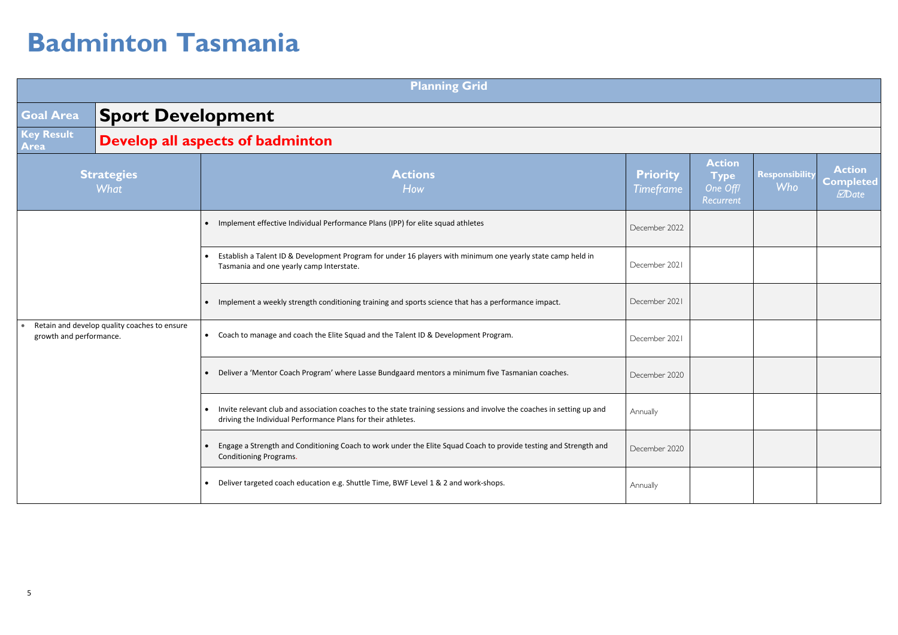# Badminton Tasmania

| Planning Grid | | | | | |
|---|---|---|---|---|---|
| **Goal Area** | **Sport Development** | | | | |
| **Key Result Area** | **Develop all aspects of badminton** | | | | |
| **Strategies** *What* | **Actions** *How* | **Priority** *Timeframe* | **Action Type** *One Off/ Recurrent* | **Responsibility** *Who* | **Action Completed** ☑*Date* |
| | • Implement effective Individual Performance Plans (IPP) for elite squad athletes | December 2022 | | | |
| | • Establish a Talent ID & Development Program for under 16 players with minimum one yearly state camp held in Tasmania and one yearly camp Interstate. | December 2021 | | | |
| | • Implement a weekly strength conditioning training and sports science that has a performance impact. | December 2021 | | | |
| • Retain and develop quality coaches to ensure growth and performance. | • Coach to manage and coach the Elite Squad and the Talent ID & Development Program. | December 2021 | | | |
| | • Deliver a 'Mentor Coach Program' where Lasse Bundgaard mentors a minimum five Tasmanian coaches. | December 2020 | | | |
| | • Invite relevant club and association coaches to the state training sessions and involve the coaches in setting up and driving the Individual Performance Plans for their athletes. | Annually | | | |
| | • Engage a Strength and Conditioning Coach to work under the Elite Squad Coach to provide testing and Strength and Conditioning Programs. | December 2020 | | | |
| | • Deliver targeted coach education e.g. Shuttle Time, BWF Level 1 & 2 and work-shops. | Annually | | | |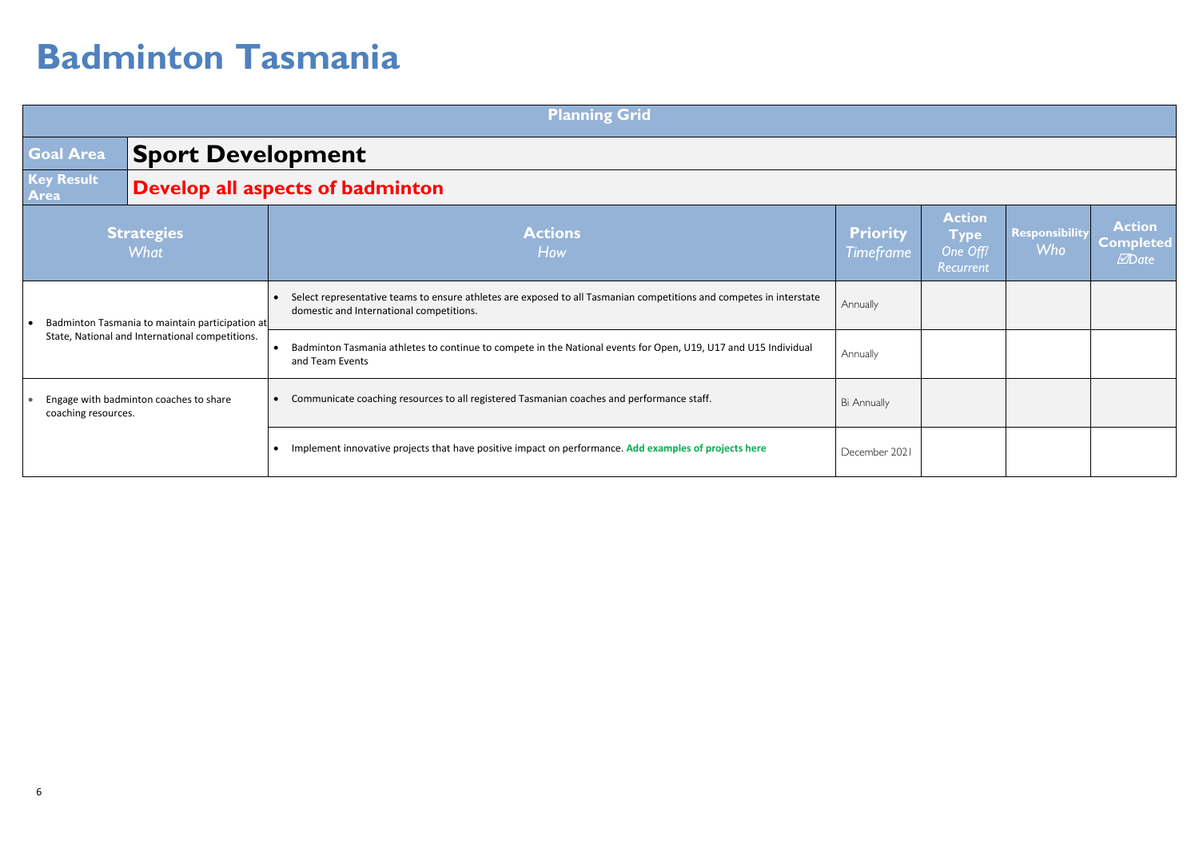# Badminton Tasmania

**Planning Grid**

| **Goal Area** | **Sport Development** |
|---|---|
| **Key Result Area** | **Develop all aspects of badminton** |

| **Strategies** *What* | **Actions** *How* | **Priority** *Timeframe* | **Action Type** *One Off/ Recurrent* | **Responsibility** *Who* | **Action Completed** *☑Date* |
|---|---|---|---|---|---|
| • Badminton Tasmania to maintain participation at State, National and International competitions. | • Select representative teams to ensure athletes are exposed to all Tasmanian competitions and competes in interstate domestic and International competitions. | Annually | | | |
| | • Badminton Tasmania athletes to continue to compete in the National events for Open, U19, U17 and U15 Individual and Team Events | Annually | | | |
| • Engage with badminton coaches to share coaching resources. | • Communicate coaching resources to all registered Tasmanian coaches and performance staff. | Bi Annually | | | |
| | • Implement innovative projects that have positive impact on performance. **Add examples of projects here** | December 2021 | | | |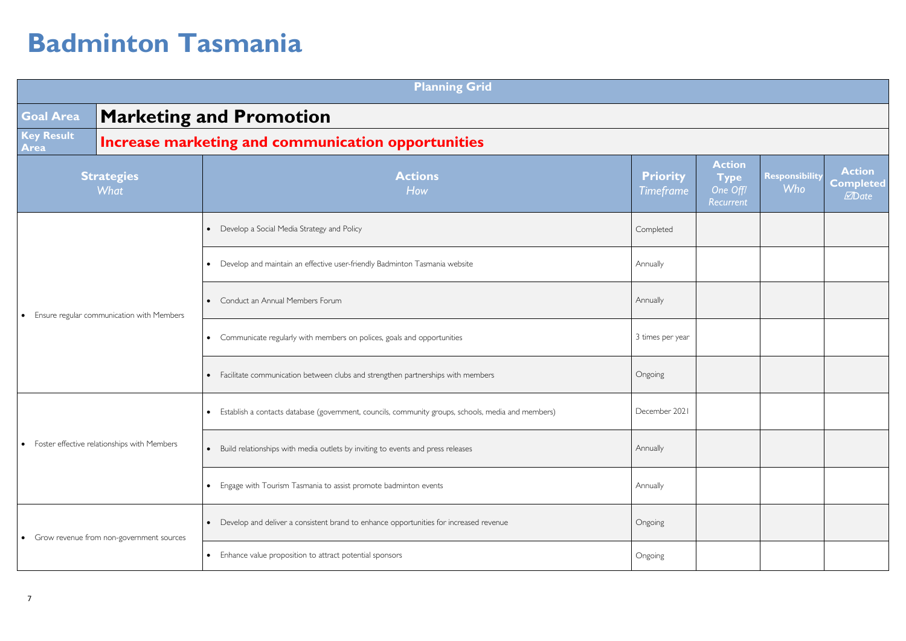# Badminton Tasmania

| Planning Grid | | | | | | |
|---|---|---|---|---|---|---|
| **Goal Area** | **Marketing and Promotion** | | | | | |
| **Key Result Area** | **Increase marketing and communication opportunities** | | | | | |
| **Strategies** *What* | **Actions** *How* | **Priority** *Timeframe* | **Action Type** *One Off/ Recurrent* | **Responsibility** *Who* | **Action Completed** *☑Date* | |
| • Ensure regular communication with Members | • Develop a Social Media Strategy and Policy | Completed | | | | |
| | • Develop and maintain an effective user-friendly Badminton Tasmania website | Annually | | | | |
| | • Conduct an Annual Members Forum | Annually | | | | |
| | • Communicate regularly with members on polices, goals and opportunities | 3 times per year | | | | |
| | • Facilitate communication between clubs and strengthen partnerships with members | Ongoing | | | | |
| • Foster effective relationships with Members | • Establish a contacts database (government, councils, community groups, schools, media and members) | December 2021 | | | | |
| | • Build relationships with media outlets by inviting to events and press releases | Annually | | | | |
| | • Engage with Tourism Tasmania to assist promote badminton events | Annually | | | | |
| • Grow revenue from non-government sources | • Develop and deliver a consistent brand to enhance opportunities for increased revenue | Ongoing | | | | |
| | • Enhance value proposition to attract potential sponsors | Ongoing | | | | |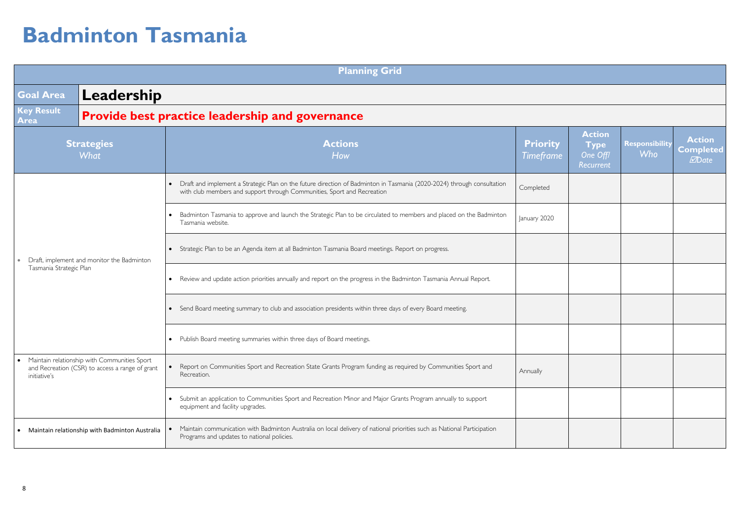# Badminton Tasmania

| Planning Grid | | | | | |
|---|---|---|---|---|---|
| **Goal Area** | **Leadership** | | | | |
| **Key Result Area** | **Provide best practice leadership and governance** | | | | |
| **Strategies** *What* | **Actions** *How* | **Priority** *Timeframe* | **Action Type** *One Off/ Recurrent* | **Responsibility** *Who* | **Action Completed** *☑Date* |
| • Draft, implement and monitor the Badminton Tasmania Strategic Plan | • Draft and implement a Strategic Plan on the future direction of Badminton in Tasmania (2020-2024) through consultation with club members and support through Communities, Sport and Recreation | Completed | | | |
| | • Badminton Tasmania to approve and launch the Strategic Plan to be circulated to members and placed on the Badminton Tasmania website. | January 2020 | | | |
| | • Strategic Plan to be an Agenda item at all Badminton Tasmania Board meetings. Report on progress. | | | | |
| | • Review and update action priorities annually and report on the progress in the Badminton Tasmania Annual Report. | | | | |
| | • Send Board meeting summary to club and association presidents within three days of every Board meeting. | | | | |
| | • Publish Board meeting summaries within three days of Board meetings. | | | | |
| • Maintain relationship with Communities Sport and Recreation (CSR) to access a range of grant initiative's | • Report on Communities Sport and Recreation State Grants Program funding as required by Communities Sport and Recreation. | Annually | | | |
| | • Submit an application to Communities Sport and Recreation Minor and Major Grants Program annually to support equipment and facility upgrades. | | | | |
| • Maintain relationship with Badminton Australia | • Maintain communication with Badminton Australia on local delivery of national priorities such as National Participation Programs and updates to national policies. | | | | |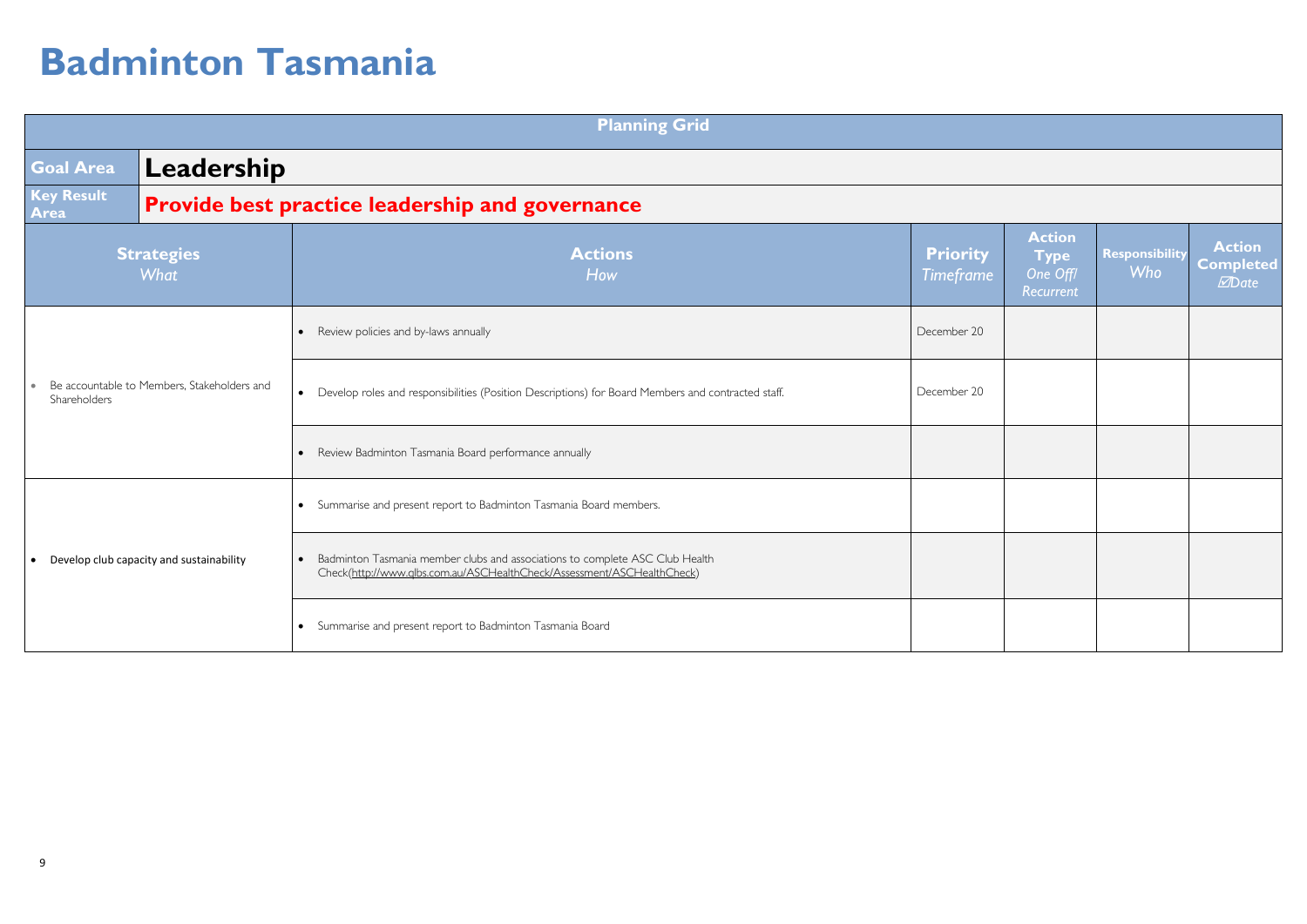# Badminton Tasmania

| Planning Grid | | | | | |
|---|---|---|---|---|---|
| **Goal Area** | **Leadership** | | | | |
| **Key Result Area** | **Provide best practice leadership and governance** | | | | |
| **Strategies** *What* | **Actions** *How* | **Priority** *Timeframe* | **Action Type** *One Off/ Recurrent* | **Responsibility** *Who* | **Action Completed** *☑Date* |
| • Be accountable to Members, Stakeholders and Shareholders | • Review policies and by-laws annually | December 20 | | | |
| | • Develop roles and responsibilities (Position Descriptions) for Board Members and contracted staff. | December 20 | | | |
| | • Review Badminton Tasmania Board performance annually | | | | |
| • Develop club capacity and sustainability | • Summarise and present report to Badminton Tasmania Board members. | | | | |
| | • Badminton Tasmania member clubs and associations to complete ASC Club Health Check(http://www.qlbs.com.au/ASCHealthCheck/Assessment/ASCHealthCheck) | | | | |
| | • Summarise and present report to Badminton Tasmania Board | | | | |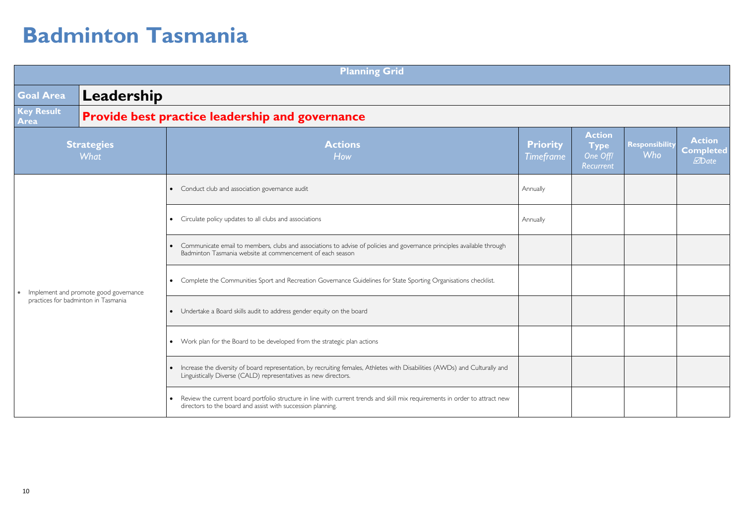# Badminton Tasmania

| Planning Grid | | | | | |
|---|---|---|---|---|---|
| **Goal Area** | **Leadership** | | | | |
| **Key Result Area** | **Provide best practice leadership and governance** | | | | |
| **Strategies** *What* | **Actions** *How* | **Priority** *Timeframe* | **Action Type** *One Off/ Recurrent* | **Responsibility** *Who* | **Action Completed** ☑*Date* |
| • Implement and promote good governance practices for badminton in Tasmania | • Conduct club and association governance audit | Annually | | | |
| | • Circulate policy updates to all clubs and associations | Annually | | | |
| | • Communicate email to members, clubs and associations to advise of policies and governance principles available through Badminton Tasmania website at commencement of each season | | | | |
| | • Complete the Communities Sport and Recreation Governance Guidelines for State Sporting Organisations checklist. | | | | |
| | • Undertake a Board skills audit to address gender equity on the board | | | | |
| | • Work plan for the Board to be developed from the strategic plan actions | | | | |
| | • Increase the diversity of board representation, by recruiting females, Athletes with Disabilities (AWDs) and Culturally and Linguistically Diverse (CALD) representatives as new directors. | | | | |
| | • Review the current board portfolio structure in line with current trends and skill mix requirements in order to attract new directors to the board and assist with succession planning. | | | | |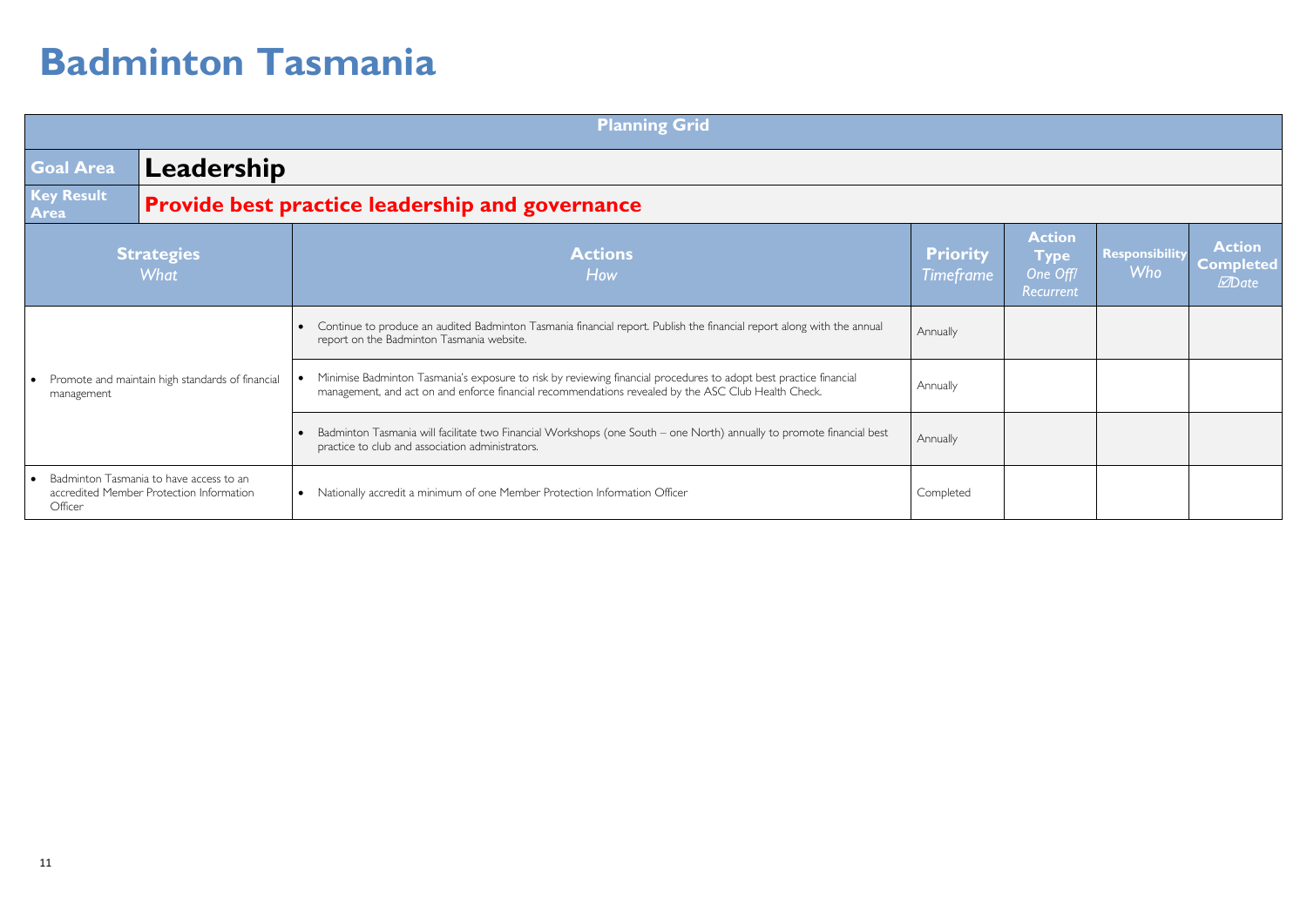# Badminton Tasmania

| Planning Grid | | | | | |
|---|---|---|---|---|---|
| **Goal Area** | **Leadership** | | | | |
| **Key Result Area** | **Provide best practice leadership and governance** | | | | |
| **Strategies** *What* | **Actions** *How* | **Priority** *Timeframe* | **Action Type** *One Off/ Recurrent* | **Responsibility** *Who* | **Action Completed** *☑Date* |
| • Promote and maintain high standards of financial management | • Continue to produce an audited Badminton Tasmania financial report. Publish the financial report along with the annual report on the Badminton Tasmania website. | Annually | | | |
| | • Minimise Badminton Tasmania's exposure to risk by reviewing financial procedures to adopt best practice financial management, and act on and enforce financial recommendations revealed by the ASC Club Health Check. | Annually | | | |
| | • Badminton Tasmania will facilitate two Financial Workshops (one South – one North) annually to promote financial best practice to club and association administrators. | Annually | | | |
| • Badminton Tasmania to have access to an accredited Member Protection Information Officer | • Nationally accredit a minimum of one Member Protection Information Officer | Completed | | | |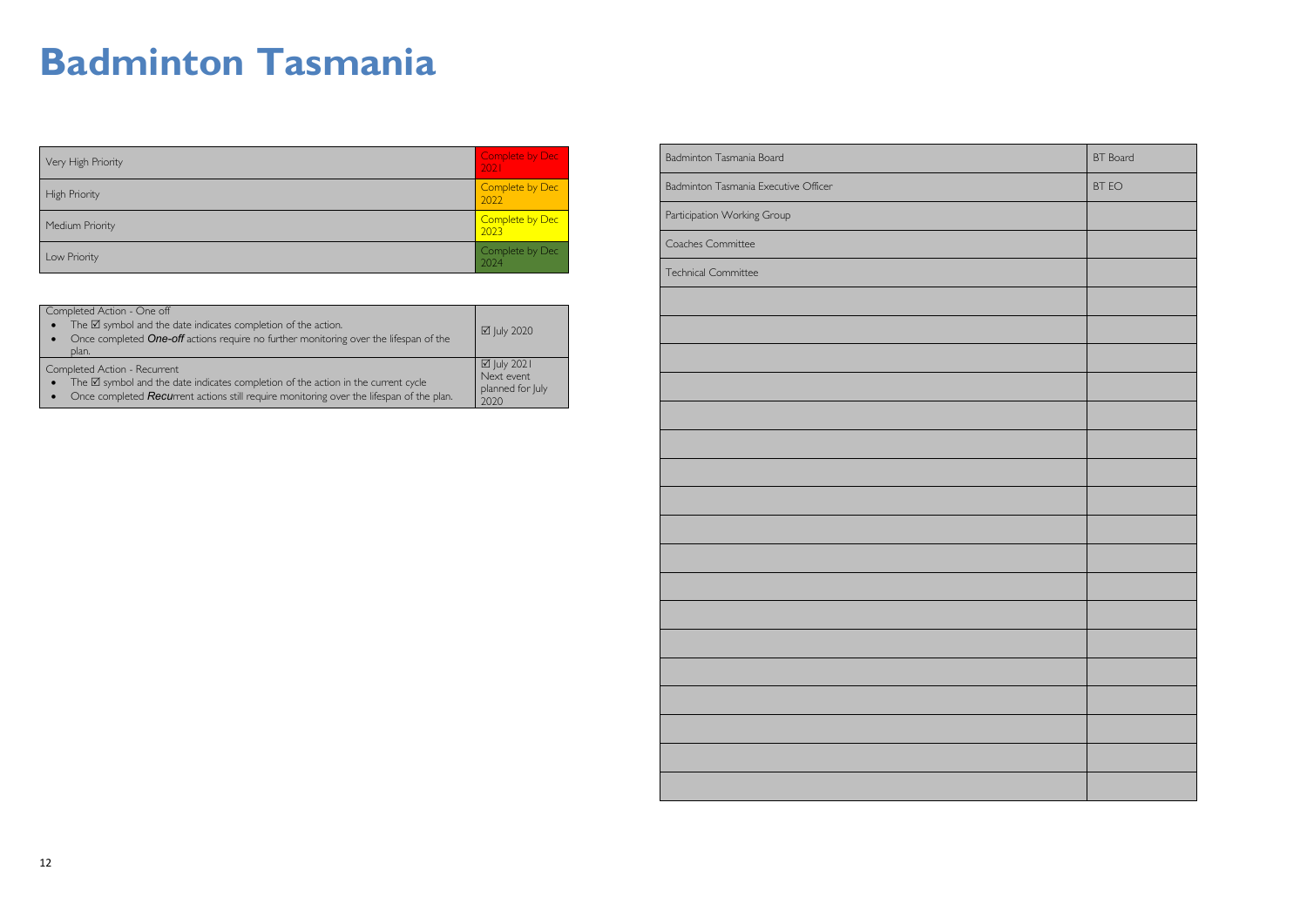# Badminton Tasmania

| | |
|---|---|
| Very High Priority | Complete by Dec 2021 |
| High Priority | Complete by Dec 2022 |
| Medium Priority | Complete by Dec 2023 |
| Low Priority | Complete by Dec 2024 |

| | |
|---|---|
| Completed Action - One off<br>• The ☑ symbol and the date indicates completion of the action.<br>• Once completed ***One-off*** actions require no further monitoring over the lifespan of the plan. | ☑ July 2020 |
| Completed Action - Recurrent<br>• The ☑ symbol and the date indicates completion of the action in the current cycle<br>• Once completed ***Recur***rent actions still require monitoring over the lifespan of the plan. | ☑ July 2021 Next event planned for July 2020 |

| | |
|---|---|
| Badminton Tasmania Board | BT Board |
| Badminton Tasmania Executive Officer | BT EO |
| Participation Working Group | |
| Coaches Committee | |
| Technical Committee | |
| | |
| | |
| | |
| | |
| | |
| | |
| | |
| | |
| | |
| | |
| | |
| | |
| | |
| | |
| | |
| | |
| | |
| | |